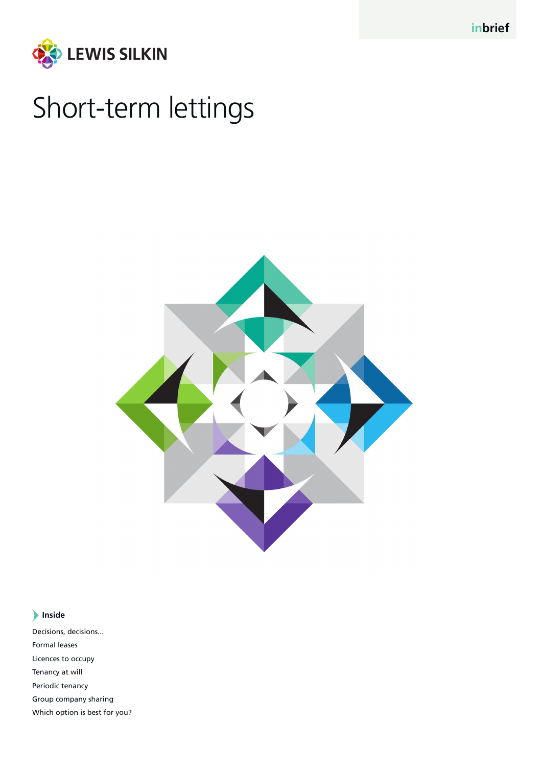inbrief

LEWIS SILKIN

# Short-term lettings

**Inside**

Decisions, decisions...
Formal leases
Licences to occupy
Tenancy at will
Periodic tenancy
Group company sharing
Which option is best for you?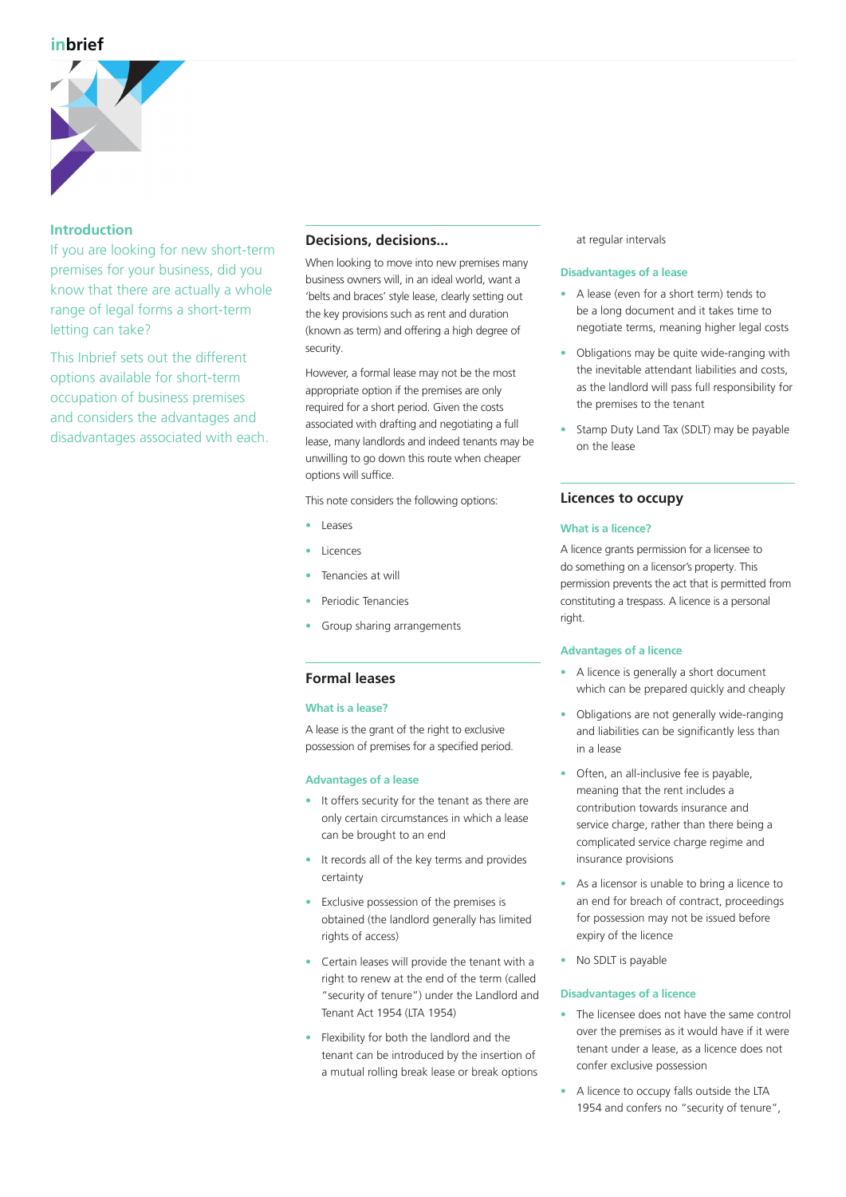## Introduction

If you are looking for new short-term premises for your business, did you know that there are actually a whole range of legal forms a short-term letting can take?

This Inbrief sets out the different options available for short-term occupation of business premises and considers the advantages and disadvantages associated with each.

## Decisions, decisions...

When looking to move into new premises many business owners will, in an ideal world, want a 'belts and braces' style lease, clearly setting out the key provisions such as rent and duration (known as term) and offering a high degree of security.

However, a formal lease may not be the most appropriate option if the premises are only required for a short period. Given the costs associated with drafting and negotiating a full lease, many landlords and indeed tenants may be unwilling to go down this route when cheaper options will suffice.

This note considers the following options:

- Leases
- Licences
- Tenancies at will
- Periodic Tenancies
- Group sharing arrangements

## Formal leases

### What is a lease?

A lease is the grant of the right to exclusive possession of premises for a specified period.

### Advantages of a lease

- It offers security for the tenant as there are only certain circumstances in which a lease can be brought to an end
- It records all of the key terms and provides certainty
- Exclusive possession of the premises is obtained (the landlord generally has limited rights of access)
- Certain leases will provide the tenant with a right to renew at the end of the term (called "security of tenure") under the Landlord and Tenant Act 1954 (LTA 1954)
- Flexibility for both the landlord and the tenant can be introduced by the insertion of a mutual rolling break lease or break options at regular intervals

### Disadvantages of a lease

- A lease (even for a short term) tends to be a long document and it takes time to negotiate terms, meaning higher legal costs
- Obligations may be quite wide-ranging with the inevitable attendant liabilities and costs, as the landlord will pass full responsibility for the premises to the tenant
- Stamp Duty Land Tax (SDLT) may be payable on the lease

## Licences to occupy

### What is a licence?

A licence grants permission for a licensee to do something on a licensor's property. This permission prevents the act that is permitted from constituting a trespass. A licence is a personal right.

### Advantages of a licence

- A licence is generally a short document which can be prepared quickly and cheaply
- Obligations are not generally wide-ranging and liabilities can be significantly less than in a lease
- Often, an all-inclusive fee is payable, meaning that the rent includes a contribution towards insurance and service charge, rather than there being a complicated service charge regime and insurance provisions
- As a licensor is unable to bring a licence to an end for breach of contract, proceedings for possession may not be issued before expiry of the licence
- No SDLT is payable

### Disadvantages of a licence

- The licensee does not have the same control over the premises as it would have if it were tenant under a lease, as a licence does not confer exclusive possession
- A licence to occupy falls outside the LTA 1954 and confers no "security of tenure",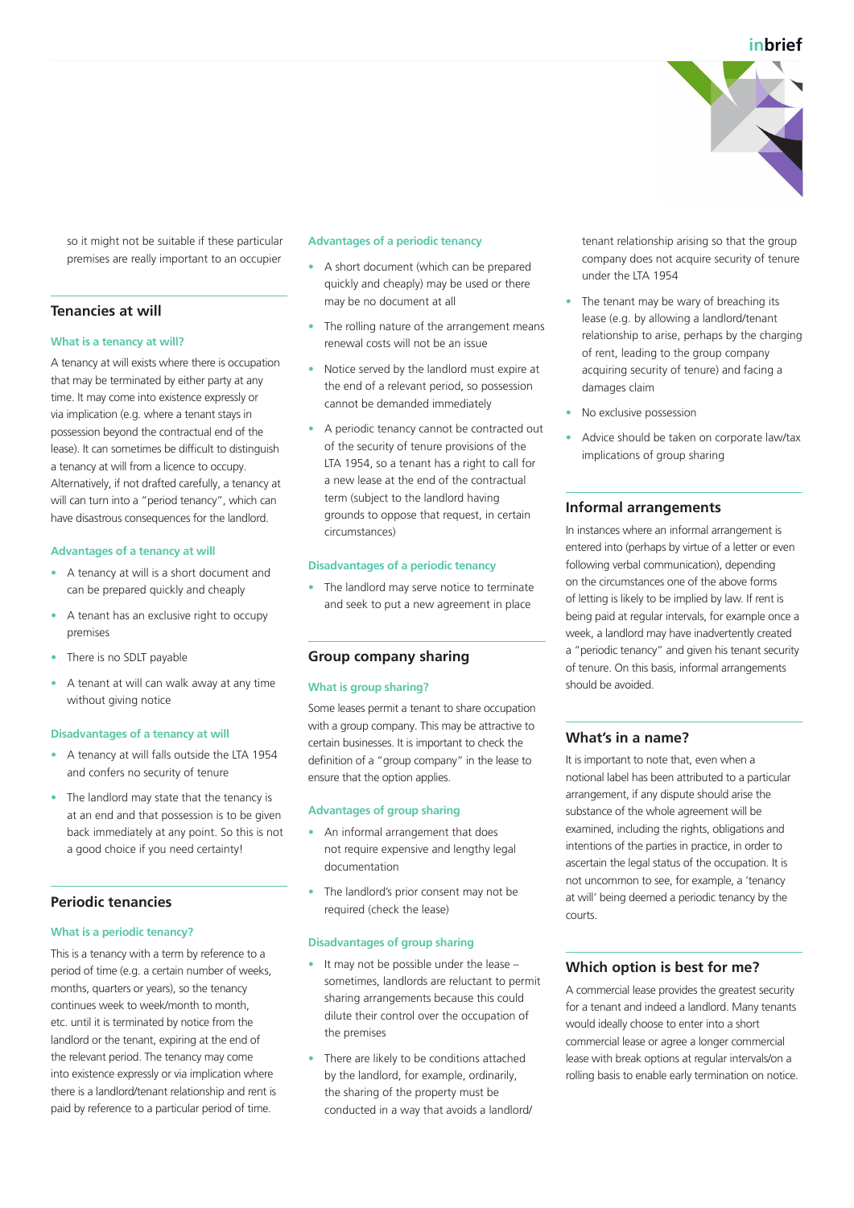so it might not be suitable if these particular premises are really important to an occupier

## Tenancies at will

### What is a tenancy at will?

A tenancy at will exists where there is occupation that may be terminated by either party at any time. It may come into existence expressly or via implication (e.g. where a tenant stays in possession beyond the contractual end of the lease). It can sometimes be difficult to distinguish a tenancy at will from a licence to occupy. Alternatively, if not drafted carefully, a tenancy at will can turn into a "period tenancy", which can have disastrous consequences for the landlord.

### Advantages of a tenancy at will

- A tenancy at will is a short document and can be prepared quickly and cheaply
- A tenant has an exclusive right to occupy premises
- There is no SDLT payable
- A tenant at will can walk away at any time without giving notice

### Disadvantages of a tenancy at will

- A tenancy at will falls outside the LTA 1954 and confers no security of tenure
- The landlord may state that the tenancy is at an end and that possession is to be given back immediately at any point. So this is not a good choice if you need certainty!

## Periodic tenancies

### What is a periodic tenancy?

This is a tenancy with a term by reference to a period of time (e.g. a certain number of weeks, months, quarters or years), so the tenancy continues week to week/month to month, etc. until it is terminated by notice from the landlord or the tenant, expiring at the end of the relevant period. The tenancy may come into existence expressly or via implication where there is a landlord/tenant relationship and rent is paid by reference to a particular period of time.

### Advantages of a periodic tenancy

- A short document (which can be prepared quickly and cheaply) may be used or there may be no document at all
- The rolling nature of the arrangement means renewal costs will not be an issue
- Notice served by the landlord must expire at the end of a relevant period, so possession cannot be demanded immediately
- A periodic tenancy cannot be contracted out of the security of tenure provisions of the LTA 1954, so a tenant has a right to call for a new lease at the end of the contractual term (subject to the landlord having grounds to oppose that request, in certain circumstances)

### Disadvantages of a periodic tenancy

- The landlord may serve notice to terminate and seek to put a new agreement in place

## Group company sharing

### What is group sharing?

Some leases permit a tenant to share occupation with a group company. This may be attractive to certain businesses. It is important to check the definition of a "group company" in the lease to ensure that the option applies.

### Advantages of group sharing

- An informal arrangement that does not require expensive and lengthy legal documentation
- The landlord's prior consent may not be required (check the lease)

### Disadvantages of group sharing

- It may not be possible under the lease – sometimes, landlords are reluctant to permit sharing arrangements because this could dilute their control over the occupation of the premises
- There are likely to be conditions attached by the landlord, for example, ordinarily, the sharing of the property must be conducted in a way that avoids a landlord/tenant relationship arising so that the group company does not acquire security of tenure under the LTA 1954
- The tenant may be wary of breaching its lease (e.g. by allowing a landlord/tenant relationship to arise, perhaps by the charging of rent, leading to the group company acquiring security of tenure) and facing a damages claim
- No exclusive possession
- Advice should be taken on corporate law/tax implications of group sharing

## Informal arrangements

In instances where an informal arrangement is entered into (perhaps by virtue of a letter or even following verbal communication), depending on the circumstances one of the above forms of letting is likely to be implied by law. If rent is being paid at regular intervals, for example once a week, a landlord may have inadvertently created a "periodic tenancy" and given his tenant security of tenure. On this basis, informal arrangements should be avoided.

## What's in a name?

It is important to note that, even when a notional label has been attributed to a particular arrangement, if any dispute should arise the substance of the whole agreement will be examined, including the rights, obligations and intentions of the parties in practice, in order to ascertain the legal status of the occupation. It is not uncommon to see, for example, a 'tenancy at will' being deemed a periodic tenancy by the courts.

## Which option is best for me?

A commercial lease provides the greatest security for a tenant and indeed a landlord. Many tenants would ideally choose to enter into a short commercial lease or agree a longer commercial lease with break options at regular intervals/on a rolling basis to enable early termination on notice.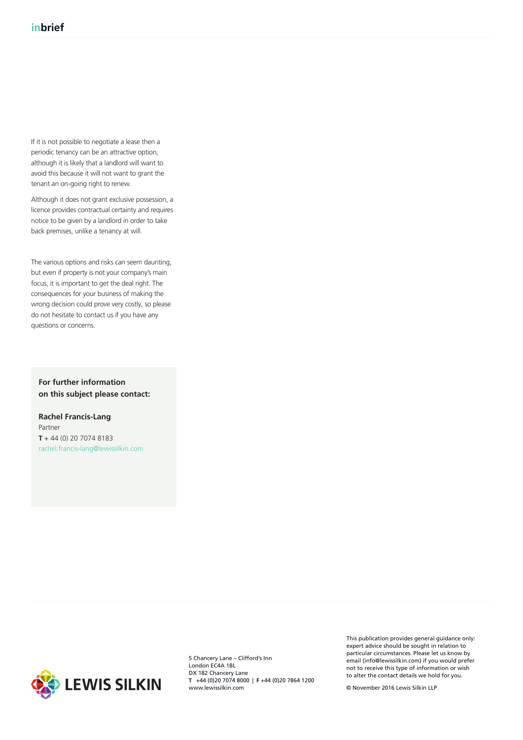If it is not possible to negotiate a lease then a periodic tenancy can be an attractive option, although it is likely that a landlord will want to avoid this because it will not want to grant the tenant an on-going right to renew.

Although it does not grant exclusive possession, a licence provides contractual certainty and requires notice to be given by a landlord in order to take back premises, unlike a tenancy at will.

The various options and risks can seem daunting, but even if property is not your company's main focus, it is important to get the deal right. The consequences for your business of making the wrong decision could prove very costly, so please do not hesitate to contact us if you have any questions or concerns.

**For further information on this subject please contact:**

**Rachel Francis-Lang**
Partner
**T** + 44 (0) 20 7074 8183
rachel.francis-lang@lewissilkin.com

LEWIS SILKIN

5 Chancery Lane – Clifford's Inn
London EC4A 1BL
DX 182 Chancery Lane
**T** +44 (0)20 7074 8000 | **F** +44 (0)20 7864 1200
www.lewissilkin.com

This publication provides general guidance only: expert advice should be sought in relation to particular circumstances. Please let us know by email (info@lewissilkin.com) if you would prefer not to receive this type of information or wish to alter the contact details we hold for you.

© November 2016 Lewis Silkin LLP